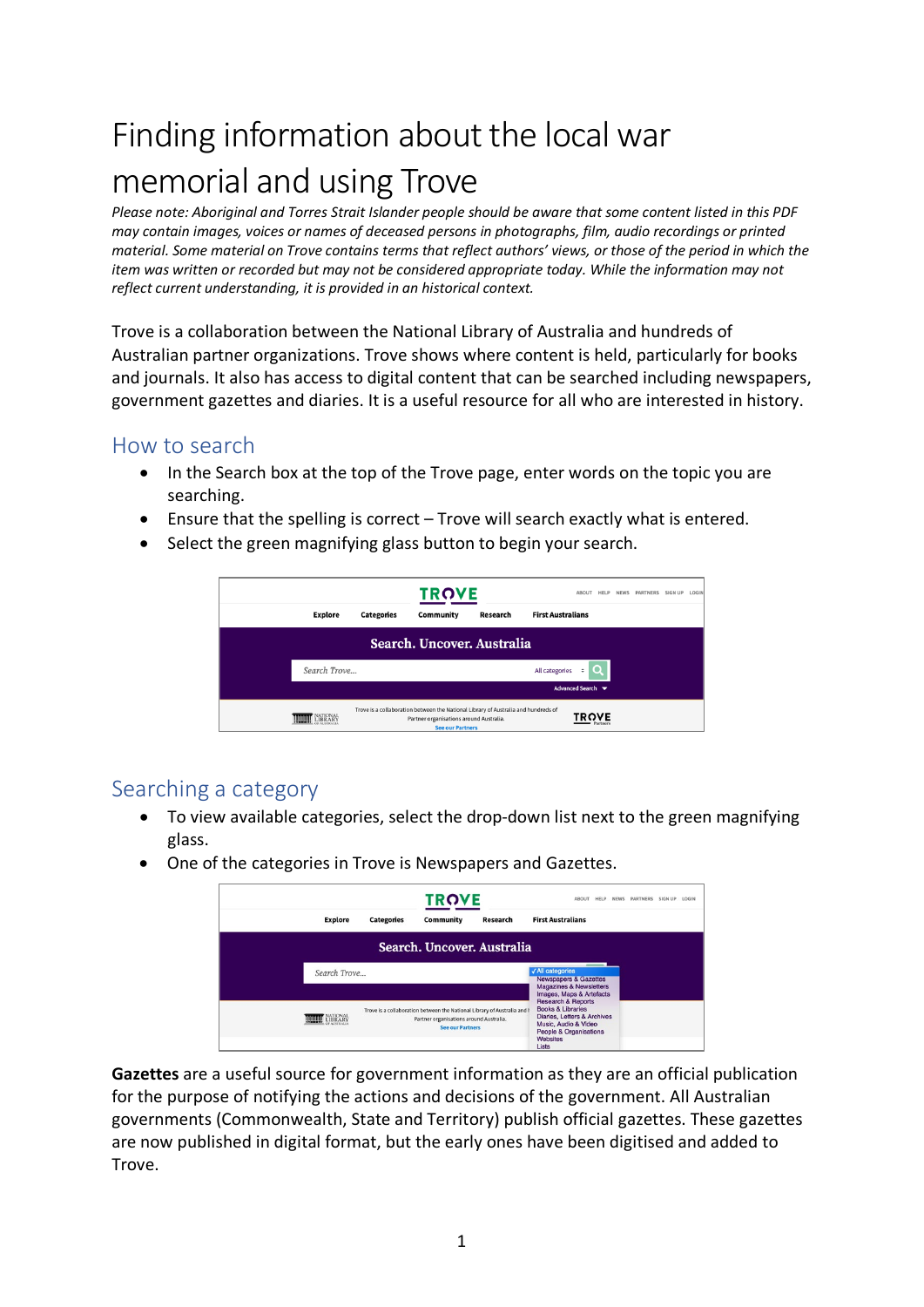# Finding information about the local war memorial and using Trove

*Please note: Aboriginal and Torres Strait Islander people should be aware that some content listed in this PDF may contain images, voices or names of deceased persons in photographs, film, audio recordings or printed material. Some material on Trove contains terms that reflect authors' views, or those of the period in which the item was written or recorded but may not be considered appropriate today. While the information may not reflect current understanding, it is provided in an historical context.*

Trove is a collaboration between the National Library of Australia and hundreds of Australian partner organizations. Trove shows where content is held, particularly for books and journals. It also has access to digital content that can be searched including newspapers, government gazettes and diaries. It is a useful resource for all who are interested in history.

## How to search

- In the Search box at the top of the Trove page, enter words on the topic you are searching.
- Ensure that the spelling is correct – Trove will search exactly what is entered.
- Select the green magnifying glass button to begin your search.

## Searching a category

- To view available categories, select the drop-down list next to the green magnifying glass.
- One of the categories in Trove is Newspapers and Gazettes.

**Gazettes** are a useful source for government information as they are an official publication for the purpose of notifying the actions and decisions of the government. All Australian governments (Commonwealth, State and Territory) publish official gazettes. These gazettes are now published in digital format, but the early ones have been digitised and added to Trove.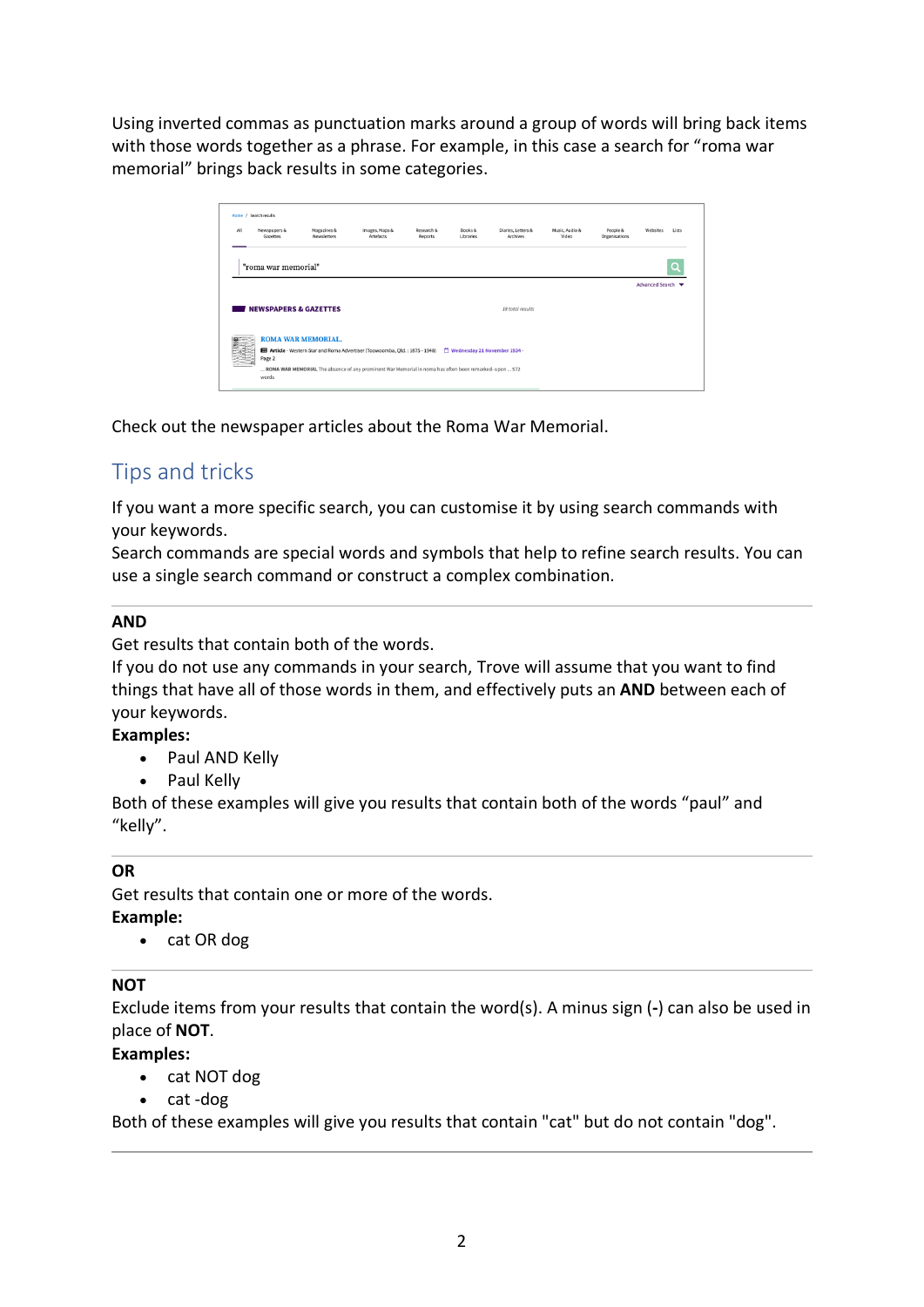Using inverted commas as punctuation marks around a group of words will bring back items with those words together as a phrase. For example, in this case a search for “roma war memorial” brings back results in some categories.

Check out the newspaper articles about the Roma War Memorial.

## Tips and tricks

If you want a more specific search, you can customise it by using search commands with your keywords.
Search commands are special words and symbols that help to refine search results. You can use a single search command or construct a complex combination.

---

**AND**
Get results that contain both of the words.
If you do not use any commands in your search, Trove will assume that you want to find things that have all of those words in them, and effectively puts an **AND** between each of your keywords.
**Examples:**

- Paul AND Kelly
- Paul Kelly

Both of these examples will give you results that contain both of the words “paul” and “kelly”.

---

**OR**
Get results that contain one or more of the words.
**Example:**

- cat OR dog

---

**NOT**
Exclude items from your results that contain the word(s). A minus sign (**-**) can also be used in place of **NOT**.
**Examples:**

- cat NOT dog
- cat -dog

Both of these examples will give you results that contain "cat" but do not contain "dog".

---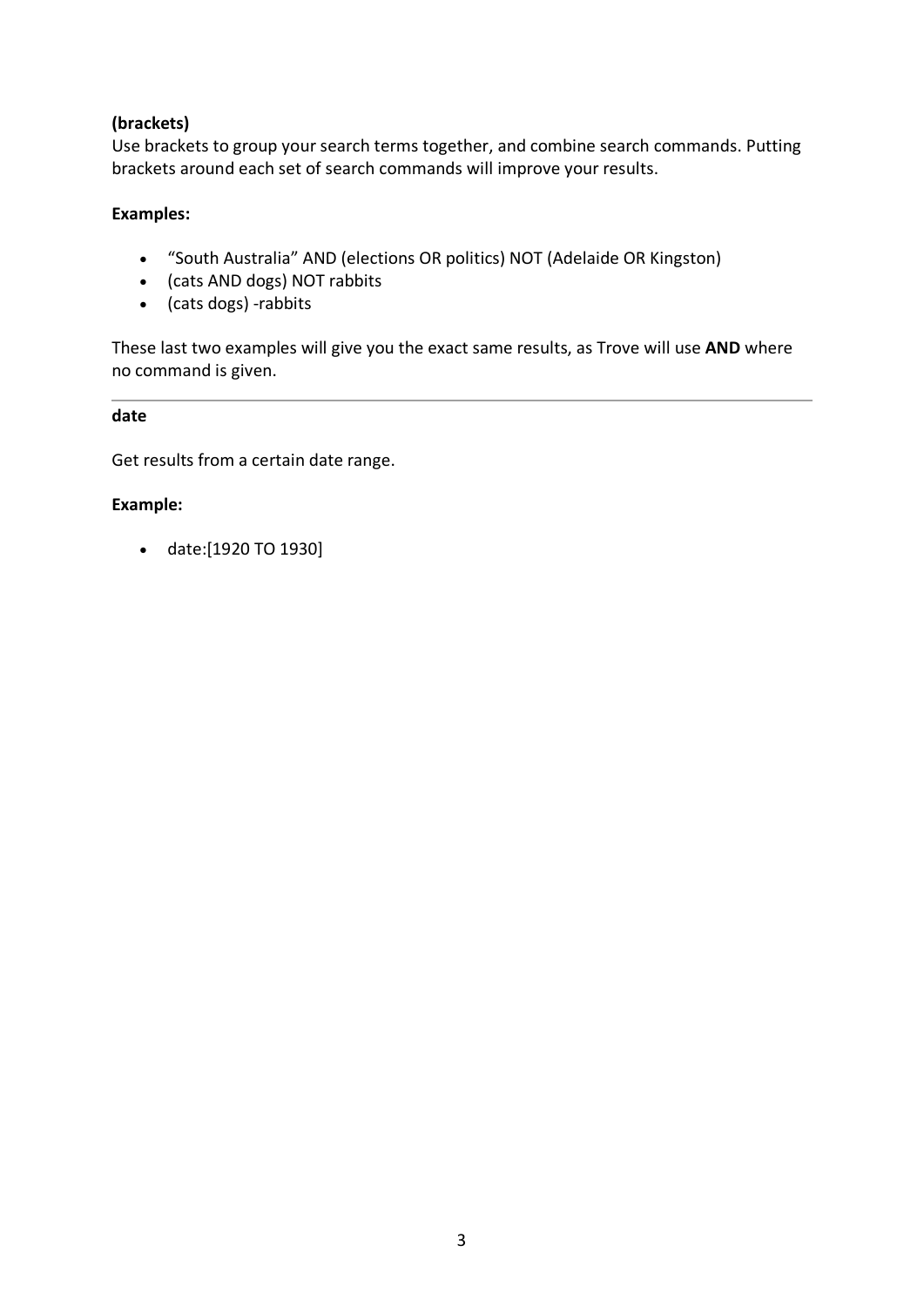**(brackets)**
Use brackets to group your search terms together, and combine search commands. Putting brackets around each set of search commands will improve your results.

**Examples:**

- “South Australia” AND (elections OR politics) NOT (Adelaide OR Kingston)
- (cats AND dogs) NOT rabbits
- (cats dogs) -rabbits

These last two examples will give you the exact same results, as Trove will use **AND** where no command is given.

---

**date**

Get results from a certain date range.

**Example:**

- date:[1920 TO 1930]